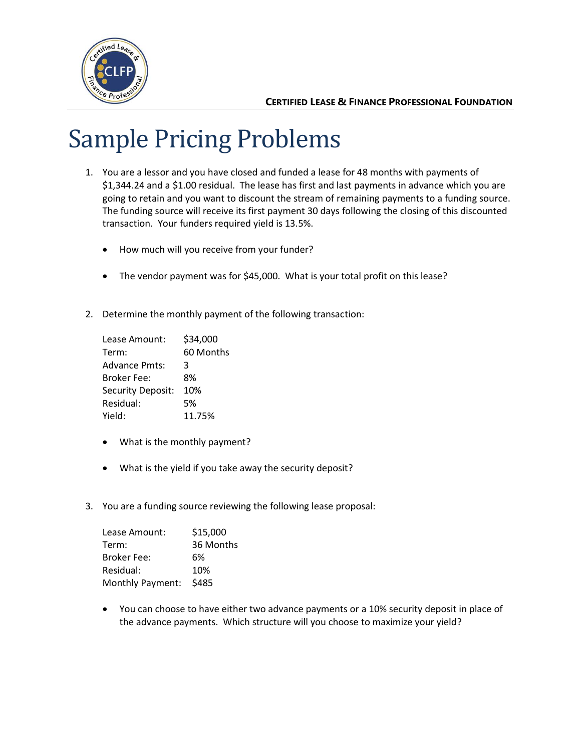# Sample Pricing Problems

1. You are a lessor and you have closed and funded a lease for 48 months with payments of $1,344.24 and a $1.00 residual. The lease has first and last payments in advance which you are going to retain and you want to discount the stream of remaining payments to a funding source. The funding source will receive its first payment 30 days following the closing of this discounted transaction. Your funders required yield is 13.5%.

   - How much will you receive from your funder?
   - The vendor payment was for $45,000. What is your total profit on this lease?

2. Determine the monthly payment of the following transaction:

   | | |
   |---|---|
   | Lease Amount: | $34,000 |
   | Term: | 60 Months |
   | Advance Pmts: | 3 |
   | Broker Fee: | 8% |
   | Security Deposit: | 10% |
   | Residual: | 5% |
   | Yield: | 11.75% |

   - What is the monthly payment?
   - What is the yield if you take away the security deposit?

3. You are a funding source reviewing the following lease proposal:

   | | |
   |---|---|
   | Lease Amount: | $15,000 |
   | Term: | 36 Months |
   | Broker Fee: | 6% |
   | Residual: | 10% |
   | Monthly Payment: | $485 |

   - You can choose to have either two advance payments or a 10% security deposit in place of the advance payments. Which structure will you choose to maximize your yield?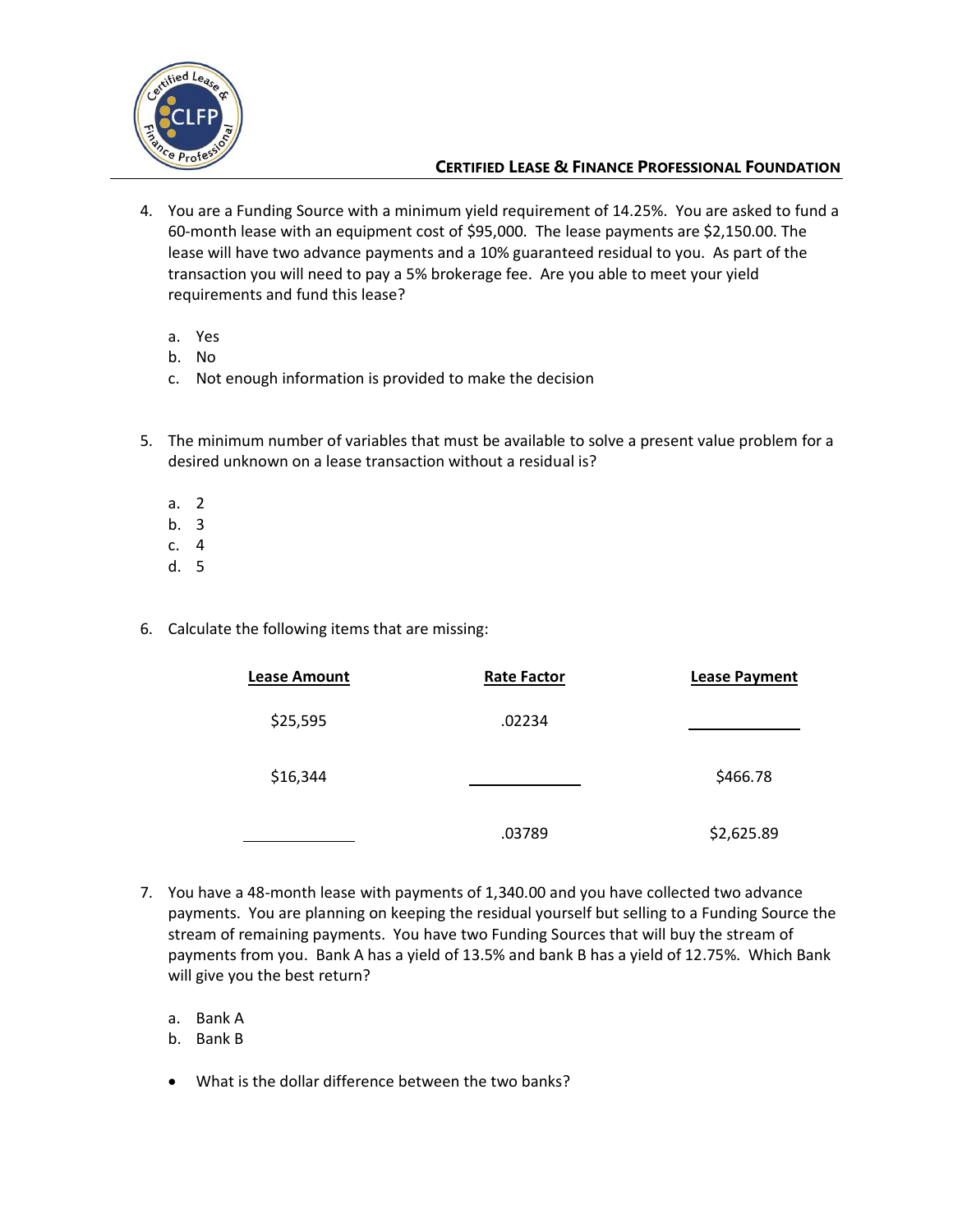4. You are a Funding Source with a minimum yield requirement of 14.25%. You are asked to fund a 60-month lease with an equipment cost of $95,000. The lease payments are $2,150.00. The lease will have two advance payments and a 10% guaranteed residual to you. As part of the transaction you will need to pay a 5% brokerage fee. Are you able to meet your yield requirements and fund this lease?

   a. Yes
   b. No
   c. Not enough information is provided to make the decision

5. The minimum number of variables that must be available to solve a present value problem for a desired unknown on a lease transaction without a residual is?

   a. 2
   b. 3
   c. 4
   d. 5

6. Calculate the following items that are missing:

| Lease Amount | Rate Factor | Lease Payment |
|---|---|---|
| $25,595 | .02234 | ____________ |
| $16,344 | ____________ | $466.78 |
| ____________ | .03789 | $2,625.89 |

7. You have a 48-month lease with payments of 1,340.00 and you have collected two advance payments. You are planning on keeping the residual yourself but selling to a Funding Source the stream of remaining payments. You have two Funding Sources that will buy the stream of payments from you. Bank A has a yield of 13.5% and bank B has a yield of 12.75%. Which Bank will give you the best return?

   a. Bank A
   b. Bank B

   - What is the dollar difference between the two banks?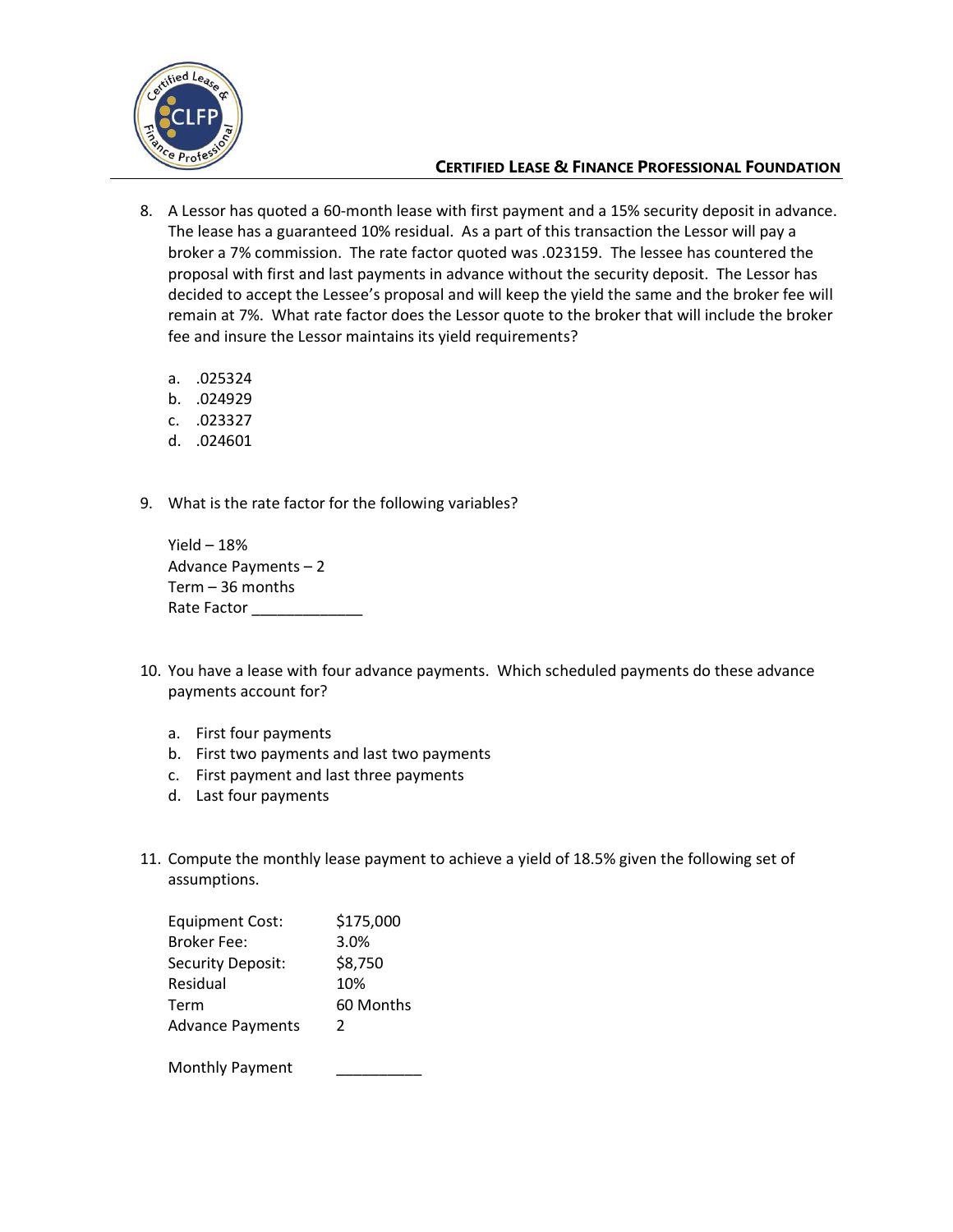8. A Lessor has quoted a 60-month lease with first payment and a 15% security deposit in advance. The lease has a guaranteed 10% residual. As a part of this transaction the Lessor will pay a broker a 7% commission. The rate factor quoted was .023159. The lessee has countered the proposal with first and last payments in advance without the security deposit. The Lessor has decided to accept the Lessee's proposal and will keep the yield the same and the broker fee will remain at 7%. What rate factor does the Lessor quote to the broker that will include the broker fee and insure the Lessor maintains its yield requirements?

   a. .025324
   b. .024929
   c. .023327
   d. .024601

9. What is the rate factor for the following variables?

   Yield – 18%
   Advance Payments – 2
   Term – 36 months
   Rate Factor _____________

10. You have a lease with four advance payments. Which scheduled payments do these advance payments account for?

    a. First four payments
    b. First two payments and last two payments
    c. First payment and last three payments
    d. Last four payments

11. Compute the monthly lease payment to achieve a yield of 18.5% given the following set of assumptions.

    | | |
    |---|---|
    | Equipment Cost: | $175,000 |
    | Broker Fee: | 3.0% |
    | Security Deposit: | $8,750 |
    | Residual | 10% |
    | Term | 60 Months |
    | Advance Payments | 2 |

    Monthly Payment __________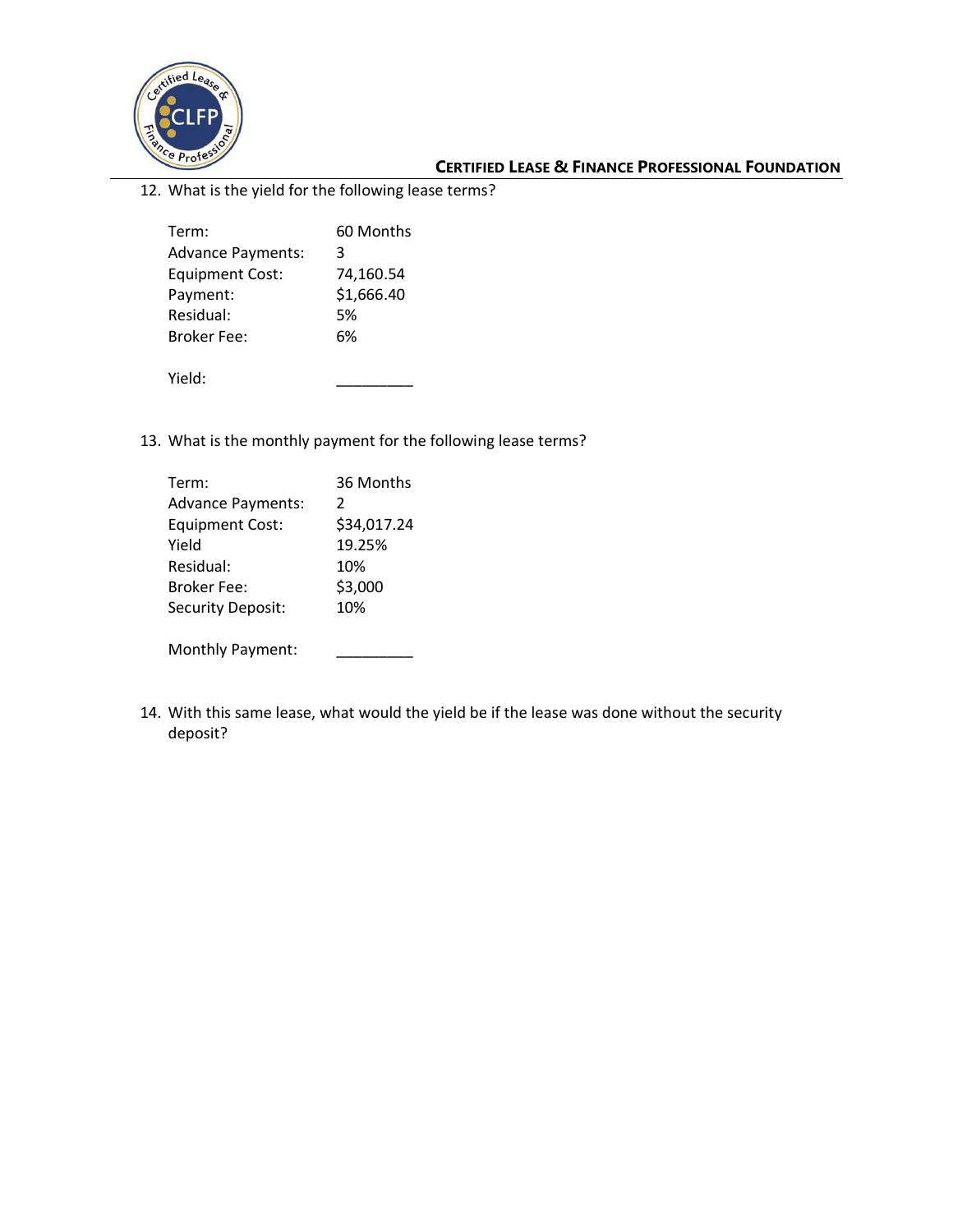12. What is the yield for the following lease terms?

| | |
|---|---|
| Term: | 60 Months |
| Advance Payments: | 3 |
| Equipment Cost: | 74,160.54 |
| Payment: | $1,666.40 |
| Residual: | 5% |
| Broker Fee: | 6% |
| | |
| Yield: | _________ |

13. What is the monthly payment for the following lease terms?

| | |
|---|---|
| Term: | 36 Months |
| Advance Payments: | 2 |
| Equipment Cost: | $34,017.24 |
| Yield | 19.25% |
| Residual: | 10% |
| Broker Fee: | $3,000 |
| Security Deposit: | 10% |
| | |
| Monthly Payment: | _________ |

14. With this same lease, what would the yield be if the lease was done without the security deposit?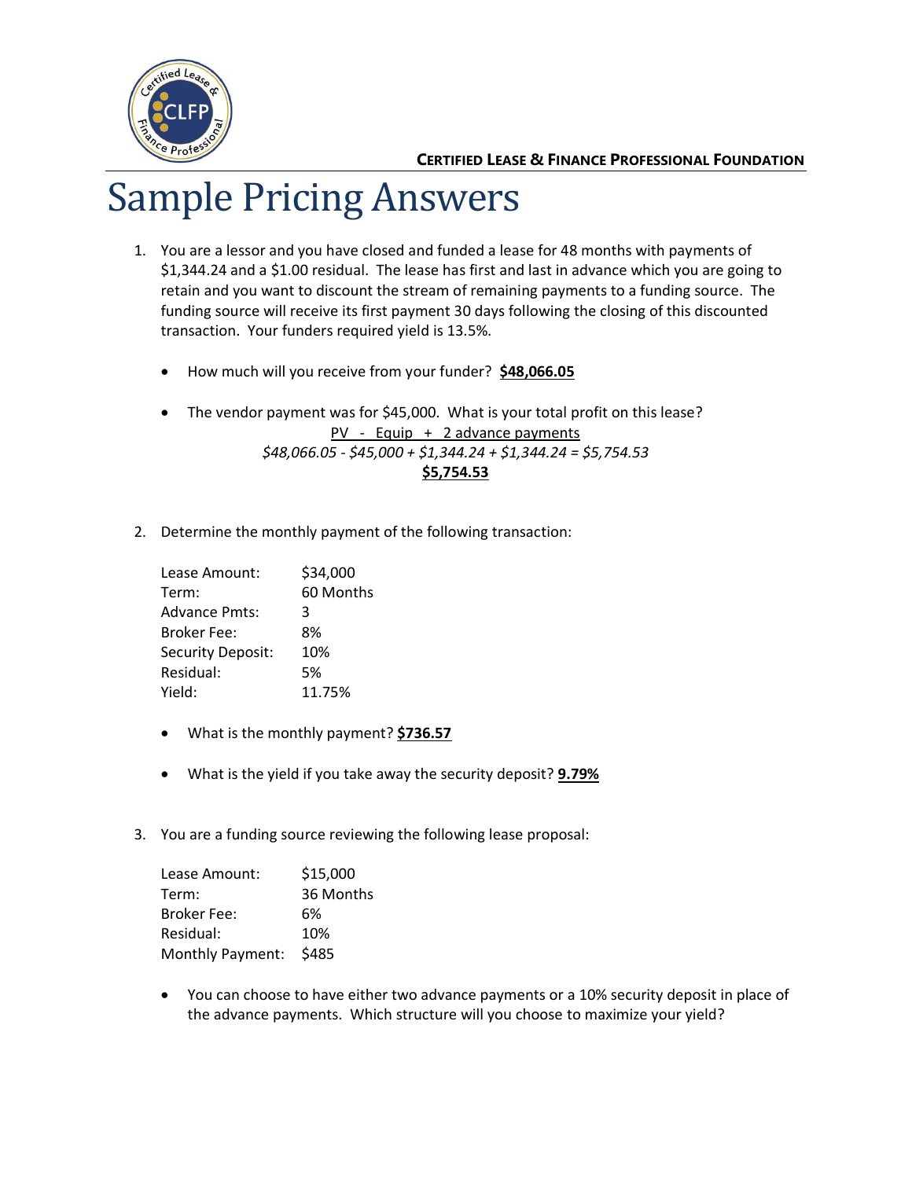**CERTIFIED LEASE & FINANCE PROFESSIONAL FOUNDATION**

# Sample Pricing Answers

1. You are a lessor and you have closed and funded a lease for 48 months with payments of $1,344.24 and a $1.00 residual. The lease has first and last in advance which you are going to retain and you want to discount the stream of remaining payments to a funding source. The funding source will receive its first payment 30 days following the closing of this discounted transaction. Your funders required yield is 13.5%.

   - How much will you receive from your funder? **$48,066.05**

   - The vendor payment was for $45,000. What is your total profit on this lease?

     PV - Equip + 2 advance payments

     *$48,066.05 - $45,000 + $1,344.24 + $1,344.24 = $5,754.53*

     **$5,754.53**

2. Determine the monthly payment of the following transaction:

   | | |
   |---|---|
   | Lease Amount: | $34,000 |
   | Term: | 60 Months |
   | Advance Pmts: | 3 |
   | Broker Fee: | 8% |
   | Security Deposit: | 10% |
   | Residual: | 5% |
   | Yield: | 11.75% |

   - What is the monthly payment? **$736.57**

   - What is the yield if you take away the security deposit? **9.79%**

3. You are a funding source reviewing the following lease proposal:

   | | |
   |---|---|
   | Lease Amount: | $15,000 |
   | Term: | 36 Months |
   | Broker Fee: | 6% |
   | Residual: | 10% |
   | Monthly Payment: | $485 |

   - You can choose to have either two advance payments or a 10% security deposit in place of the advance payments. Which structure will you choose to maximize your yield?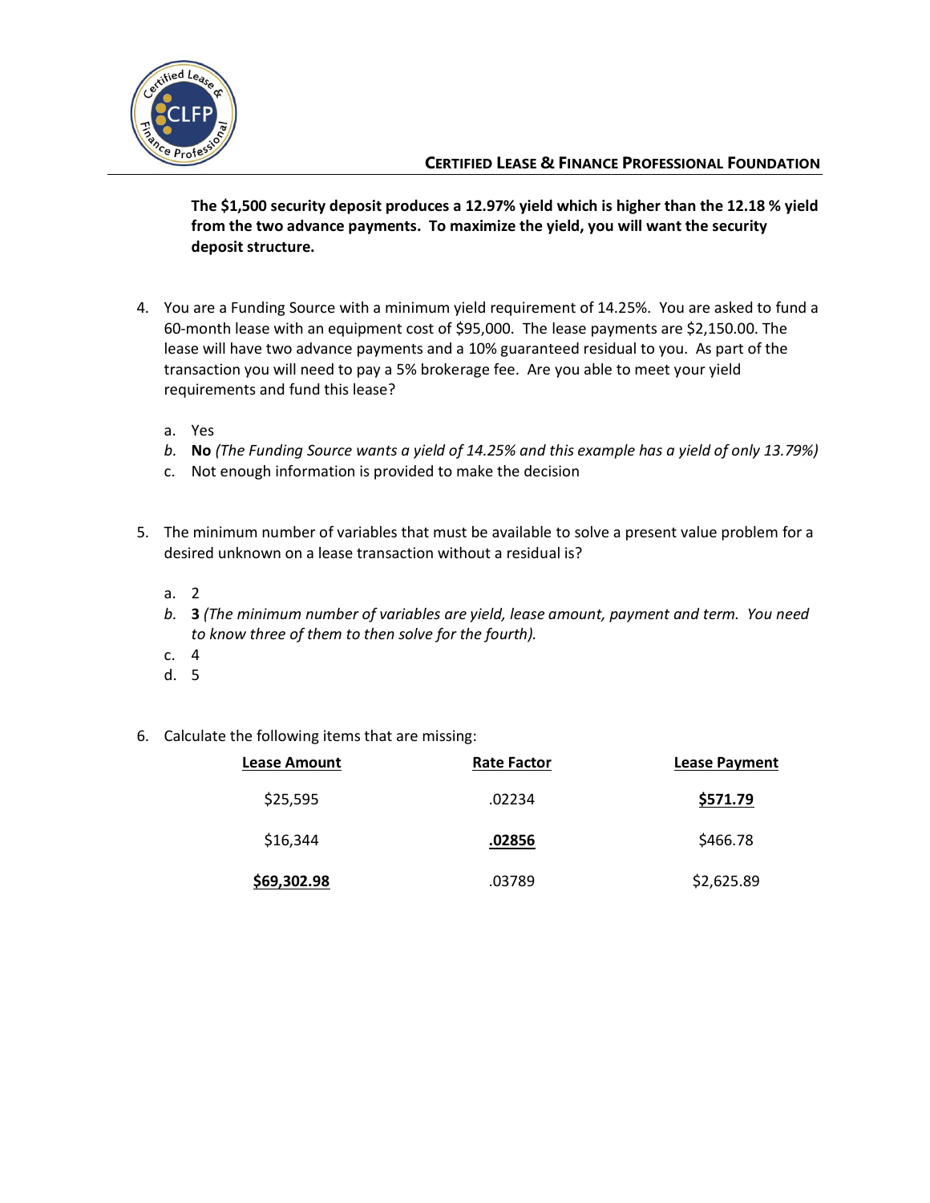**The $1,500 security deposit produces a 12.97% yield which is higher than the 12.18 % yield from the two advance payments. To maximize the yield, you will want the security deposit structure.**

4. You are a Funding Source with a minimum yield requirement of 14.25%. You are asked to fund a 60-month lease with an equipment cost of $95,000. The lease payments are $2,150.00. The lease will have two advance payments and a 10% guaranteed residual to you. As part of the transaction you will need to pay a 5% brokerage fee. Are you able to meet your yield requirements and fund this lease?

   a. Yes
   *b.* **No** *(The Funding Source wants a yield of 14.25% and this example has a yield of only 13.79%)*
   c. Not enough information is provided to make the decision

5. The minimum number of variables that must be available to solve a present value problem for a desired unknown on a lease transaction without a residual is?

   a. 2
   *b.* **3** *(The minimum number of variables are yield, lease amount, payment and term. You need to know three of them to then solve for the fourth).*
   c. 4
   d. 5

6. Calculate the following items that are missing:

| Lease Amount | Rate Factor | Lease Payment |
|---|---|---|
| $25,595 | .02234 | **$571.79** |
| $16,344 | **.02856** | $466.78 |
| **$69,302.98** | .03789 | $2,625.89 |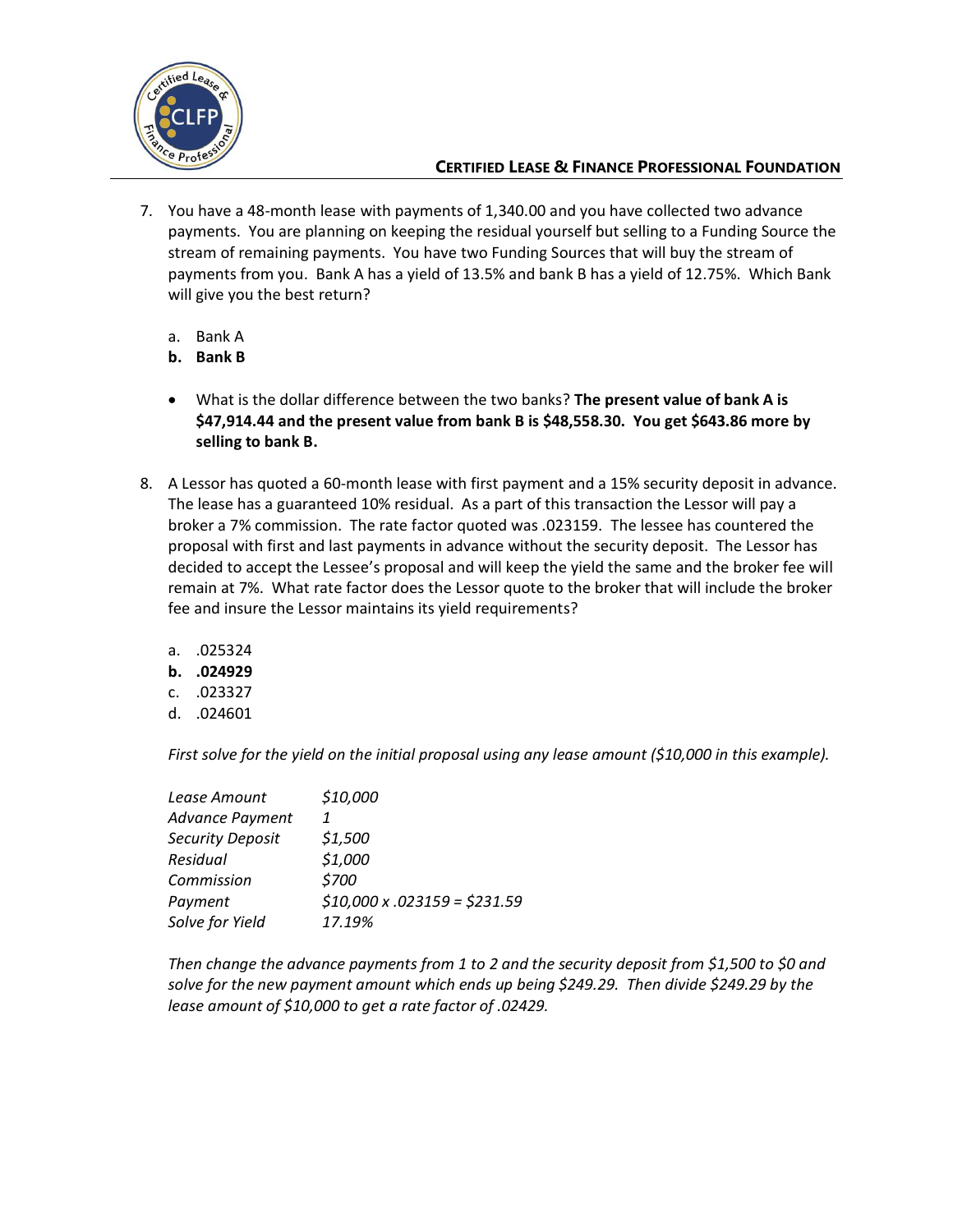7. You have a 48-month lease with payments of 1,340.00 and you have collected two advance payments. You are planning on keeping the residual yourself but selling to a Funding Source the stream of remaining payments. You have two Funding Sources that will buy the stream of payments from you. Bank A has a yield of 13.5% and bank B has a yield of 12.75%. Which Bank will give you the best return?

   a. Bank A
   **b. Bank B**

   - What is the dollar difference between the two banks? **The present value of bank A is $47,914.44 and the present value from bank B is $48,558.30. You get $643.86 more by selling to bank B.**

8. A Lessor has quoted a 60-month lease with first payment and a 15% security deposit in advance. The lease has a guaranteed 10% residual. As a part of this transaction the Lessor will pay a broker a 7% commission. The rate factor quoted was .023159. The lessee has countered the proposal with first and last payments in advance without the security deposit. The Lessor has decided to accept the Lessee's proposal and will keep the yield the same and the broker fee will remain at 7%. What rate factor does the Lessor quote to the broker that will include the broker fee and insure the Lessor maintains its yield requirements?

   a. .025324
   **b. .024929**
   c. .023327
   d. .024601

   *First solve for the yield on the initial proposal using any lease amount ($10,000 in this example).*

   | | |
   |---|---|
   | *Lease Amount* | *$10,000* |
   | *Advance Payment* | *1* |
   | *Security Deposit* | *$1,500* |
   | *Residual* | *$1,000* |
   | *Commission* | *$700* |
   | *Payment* | *$10,000 x .023159 = $231.59* |
   | *Solve for Yield* | *17.19%* |

   *Then change the advance payments from 1 to 2 and the security deposit from $1,500 to $0 and solve for the new payment amount which ends up being $249.29. Then divide $249.29 by the lease amount of $10,000 to get a rate factor of .02429.*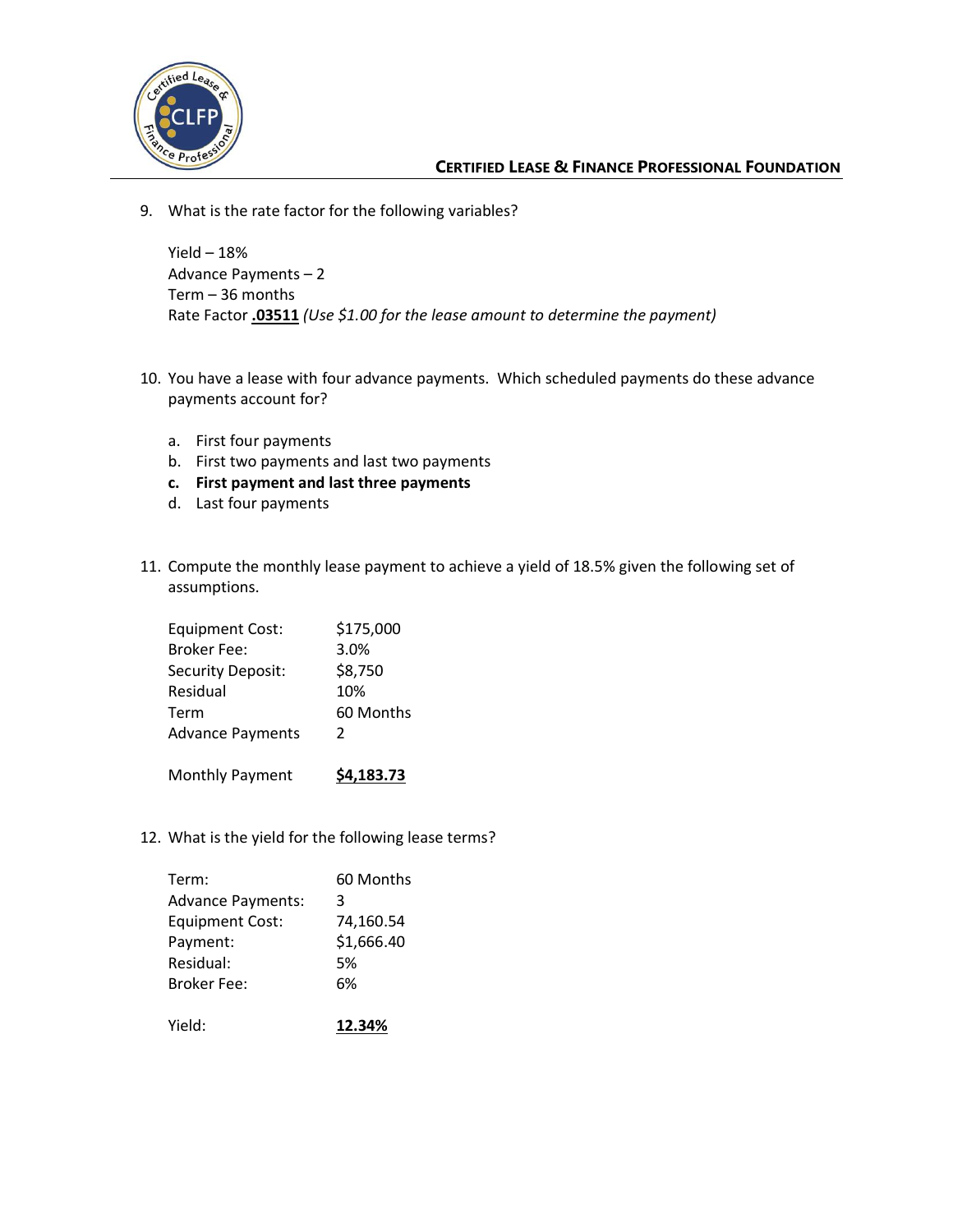9. What is the rate factor for the following variables?

   Yield – 18%
   Advance Payments – 2
   Term – 36 months
   Rate Factor **.03511** *(Use $1.00 for the lease amount to determine the payment)*

10. You have a lease with four advance payments. Which scheduled payments do these advance payments account for?

    a. First four payments
    b. First two payments and last two payments
    **c. First payment and last three payments**
    d. Last four payments

11. Compute the monthly lease payment to achieve a yield of 18.5% given the following set of assumptions.

    | | |
    |---|---|
    | Equipment Cost: | $175,000 |
    | Broker Fee: | 3.0% |
    | Security Deposit: | $8,750 |
    | Residual | 10% |
    | Term | 60 Months |
    | Advance Payments | 2 |
    | Monthly Payment | **$4,183.73** |

12. What is the yield for the following lease terms?

    | | |
    |---|---|
    | Term: | 60 Months |
    | Advance Payments: | 3 |
    | Equipment Cost: | 74,160.54 |
    | Payment: | $1,666.40 |
    | Residual: | 5% |
    | Broker Fee: | 6% |
    | Yield: | **12.34%** |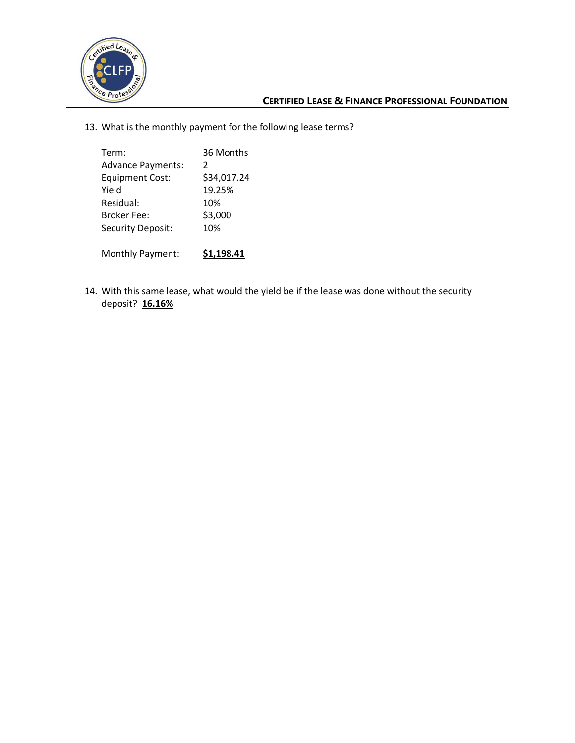13. What is the monthly payment for the following lease terms?

| | |
|---|---|
| Term: | 36 Months |
| Advance Payments: | 2 |
| Equipment Cost: | $34,017.24 |
| Yield | 19.25% |
| Residual: | 10% |
| Broker Fee: | $3,000 |
| Security Deposit: | 10% |
| Monthly Payment: | **$1,198.41** |

14. With this same lease, what would the yield be if the lease was done without the security deposit? **16.16%**